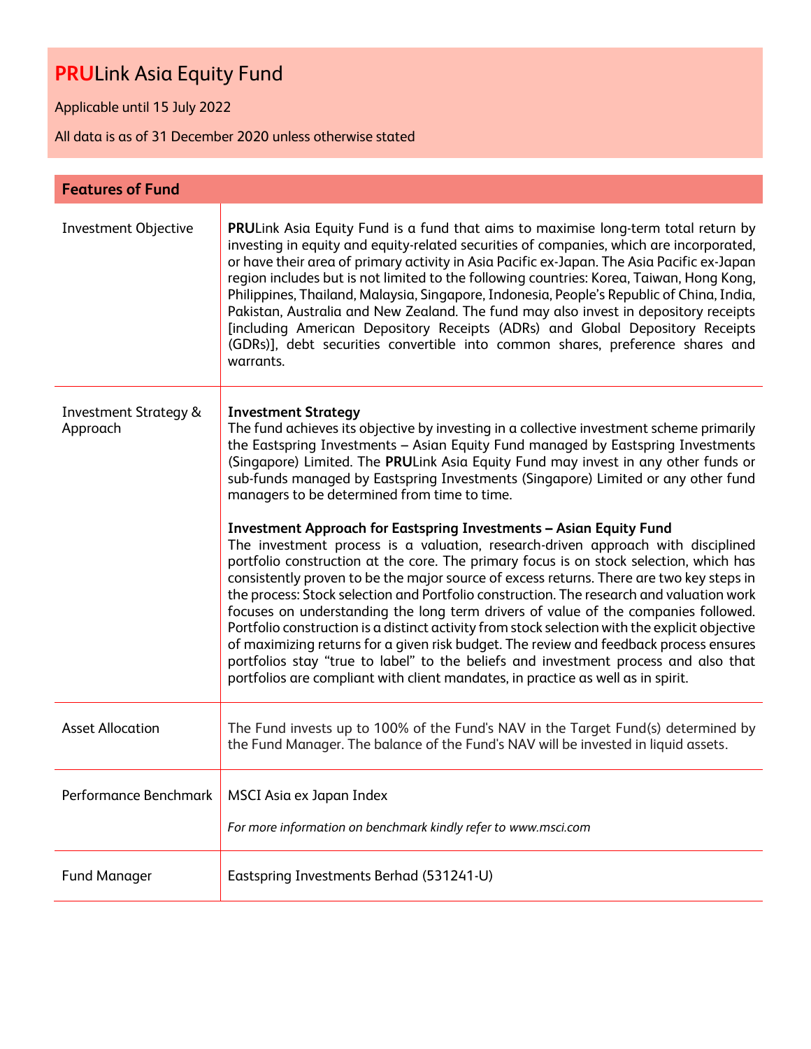# **PRU**Link Asia Equity Fund

Applicable until 15 July 2022

All data is as of 31 December 2020 unless otherwise stated

| **Features of Fund** | |
|---|---|
| Investment Objective | **PRU**Link Asia Equity Fund is a fund that aims to maximise long-term total return by investing in equity and equity-related securities of companies, which are incorporated, or have their area of primary activity in Asia Pacific ex-Japan. The Asia Pacific ex-Japan region includes but is not limited to the following countries: Korea, Taiwan, Hong Kong, Philippines, Thailand, Malaysia, Singapore, Indonesia, People's Republic of China, India, Pakistan, Australia and New Zealand. The fund may also invest in depository receipts [including American Depository Receipts (ADRs) and Global Depository Receipts (GDRs)], debt securities convertible into common shares, preference shares and warrants. |
| Investment Strategy & Approach | **Investment Strategy**<br>The fund achieves its objective by investing in a collective investment scheme primarily the Eastspring Investments – Asian Equity Fund managed by Eastspring Investments (Singapore) Limited. The **PRU**Link Asia Equity Fund may invest in any other funds or sub-funds managed by Eastspring Investments (Singapore) Limited or any other fund managers to be determined from time to time.<br><br>**Investment Approach for Eastspring Investments – Asian Equity Fund**<br>The investment process is a valuation, research-driven approach with disciplined portfolio construction at the core. The primary focus is on stock selection, which has consistently proven to be the major source of excess returns. There are two key steps in the process: Stock selection and Portfolio construction. The research and valuation work focuses on understanding the long term drivers of value of the companies followed. Portfolio construction is a distinct activity from stock selection with the explicit objective of maximizing returns for a given risk budget. The review and feedback process ensures portfolios stay "true to label" to the beliefs and investment process and also that portfolios are compliant with client mandates, in practice as well as in spirit. |
| Asset Allocation | The Fund invests up to 100% of the Fund's NAV in the Target Fund(s) determined by the Fund Manager. The balance of the Fund's NAV will be invested in liquid assets. |
| Performance Benchmark | MSCI Asia ex Japan Index<br><br>*For more information on benchmark kindly refer to www.msci.com* |
| Fund Manager | Eastspring Investments Berhad (531241-U) |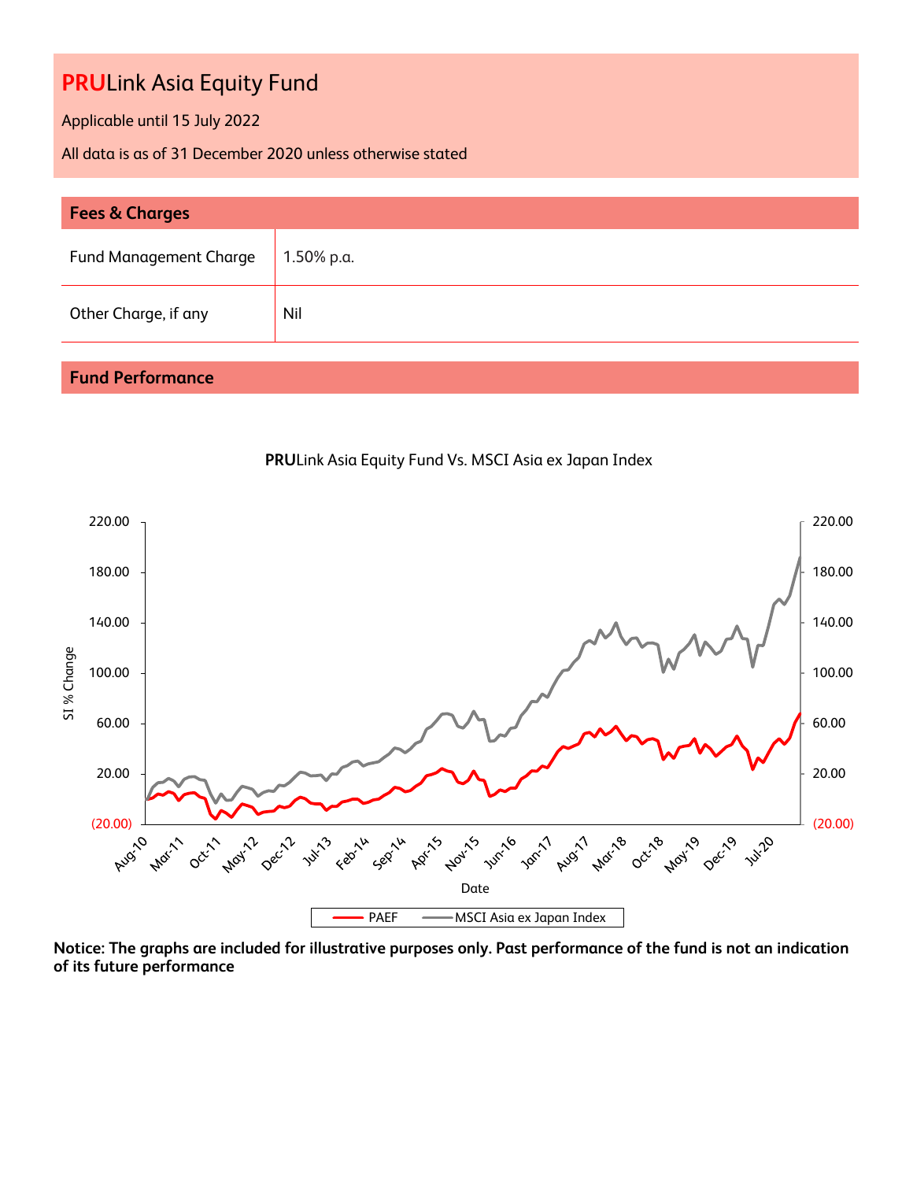# PRULink Asia Equity Fund

Applicable until 15 July 2022

All data is as of 31 December 2020 unless otherwise stated

## Fees & Charges

| Fund Management Charge | 1.50% p.a. |
|---|---|
| Other Charge, if any | Nil |

## Fund Performance

**PRU**Link Asia Equity Fund Vs. MSCI Asia ex Japan Index

**Notice: The graphs are included for illustrative purposes only. Past performance of the fund is not an indication of its future performance**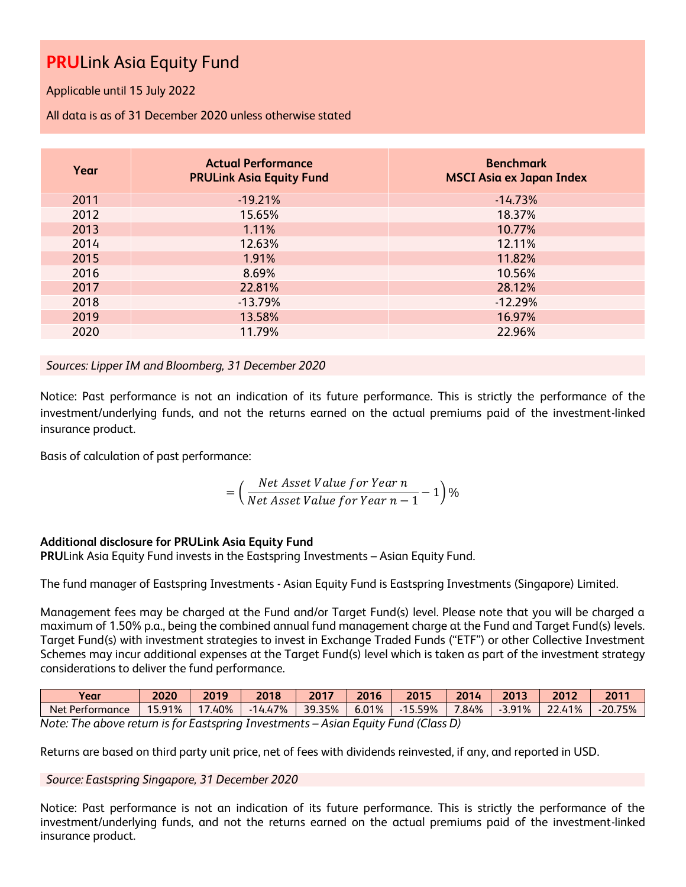# **PRU**Link Asia Equity Fund

Applicable until 15 July 2022

All data is as of 31 December 2020 unless otherwise stated

| Year | Actual Performance<br>PRULink Asia Equity Fund | Benchmark<br>MSCI Asia ex Japan Index |
|---|---|---|
| 2011 | -19.21% | -14.73% |
| 2012 | 15.65% | 18.37% |
| 2013 | 1.11% | 10.77% |
| 2014 | 12.63% | 12.11% |
| 2015 | 1.91% | 11.82% |
| 2016 | 8.69% | 10.56% |
| 2017 | 22.81% | 28.12% |
| 2018 | -13.79% | -12.29% |
| 2019 | 13.58% | 16.97% |
| 2020 | 11.79% | 22.96% |

*Sources: Lipper IM and Bloomberg, 31 December 2020*

Notice: Past performance is not an indication of its future performance. This is strictly the performance of the investment/underlying funds, and not the returns earned on the actual premiums paid of the investment-linked insurance product.

Basis of calculation of past performance:

$$= \left( \frac{Net\ Asset\ Value\ for\ Year\ n}{Net\ Asset\ Value\ for\ Year\ n-1} - 1 \right)\%$$

**Additional disclosure for PRULink Asia Equity Fund**

**PRU**Link Asia Equity Fund invests in the Eastspring Investments – Asian Equity Fund.

The fund manager of Eastspring Investments - Asian Equity Fund is Eastspring Investments (Singapore) Limited.

Management fees may be charged at the Fund and/or Target Fund(s) level. Please note that you will be charged a maximum of 1.50% p.a., being the combined annual fund management charge at the Fund and Target Fund(s) levels. Target Fund(s) with investment strategies to invest in Exchange Traded Funds ("ETF") or other Collective Investment Schemes may incur additional expenses at the Target Fund(s) level which is taken as part of the investment strategy considerations to deliver the fund performance.

| Year | 2020 | 2019 | 2018 | 2017 | 2016 | 2015 | 2014 | 2013 | 2012 | 2011 |
|---|---|---|---|---|---|---|---|---|---|---|
| Net Performance | 15.91% | 17.40% | -14.47% | 39.35% | 6.01% | -15.59% | 7.84% | -3.91% | 22.41% | -20.75% |

*Note: The above return is for Eastspring Investments – Asian Equity Fund (Class D)*

Returns are based on third party unit price, net of fees with dividends reinvested, if any, and reported in USD.

*Source: Eastspring Singapore, 31 December 2020*

Notice: Past performance is not an indication of its future performance. This is strictly the performance of the investment/underlying funds, and not the returns earned on the actual premiums paid of the investment-linked insurance product.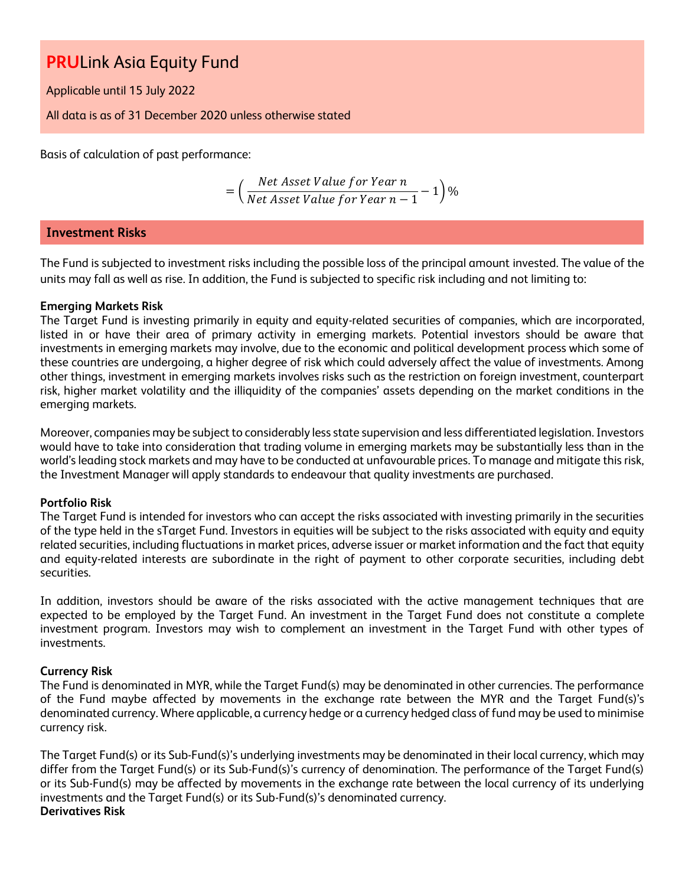# **PRU**Link Asia Equity Fund

Applicable until 15 July 2022

All data is as of 31 December 2020 unless otherwise stated

Basis of calculation of past performance:

$$= \left( \frac{Net\ Asset\ Value\ for\ Year\ n}{Net\ Asset\ Value\ for\ Year\ n-1} - 1 \right)\%$$

## Investment Risks

The Fund is subjected to investment risks including the possible loss of the principal amount invested. The value of the units may fall as well as rise. In addition, the Fund is subjected to specific risk including and not limiting to:

**Emerging Markets Risk**
The Target Fund is investing primarily in equity and equity-related securities of companies, which are incorporated, listed in or have their area of primary activity in emerging markets. Potential investors should be aware that investments in emerging markets may involve, due to the economic and political development process which some of these countries are undergoing, a higher degree of risk which could adversely affect the value of investments. Among other things, investment in emerging markets involves risks such as the restriction on foreign investment, counterpart risk, higher market volatility and the illiquidity of the companies' assets depending on the market conditions in the emerging markets.

Moreover, companies may be subject to considerably less state supervision and less differentiated legislation. Investors would have to take into consideration that trading volume in emerging markets may be substantially less than in the world's leading stock markets and may have to be conducted at unfavourable prices. To manage and mitigate this risk, the Investment Manager will apply standards to endeavour that quality investments are purchased.

**Portfolio Risk**
The Target Fund is intended for investors who can accept the risks associated with investing primarily in the securities of the type held in the sTarget Fund. Investors in equities will be subject to the risks associated with equity and equity related securities, including fluctuations in market prices, adverse issuer or market information and the fact that equity and equity-related interests are subordinate in the right of payment to other corporate securities, including debt securities.

In addition, investors should be aware of the risks associated with the active management techniques that are expected to be employed by the Target Fund. An investment in the Target Fund does not constitute a complete investment program. Investors may wish to complement an investment in the Target Fund with other types of investments.

**Currency Risk**
The Fund is denominated in MYR, while the Target Fund(s) may be denominated in other currencies. The performance of the Fund maybe affected by movements in the exchange rate between the MYR and the Target Fund(s)'s denominated currency. Where applicable, a currency hedge or a currency hedged class of fund may be used to minimise currency risk.

The Target Fund(s) or its Sub-Fund(s)'s underlying investments may be denominated in their local currency, which may differ from the Target Fund(s) or its Sub-Fund(s)'s currency of denomination. The performance of the Target Fund(s) or its Sub-Fund(s) may be affected by movements in the exchange rate between the local currency of its underlying investments and the Target Fund(s) or its Sub-Fund(s)'s denominated currency.

**Derivatives Risk**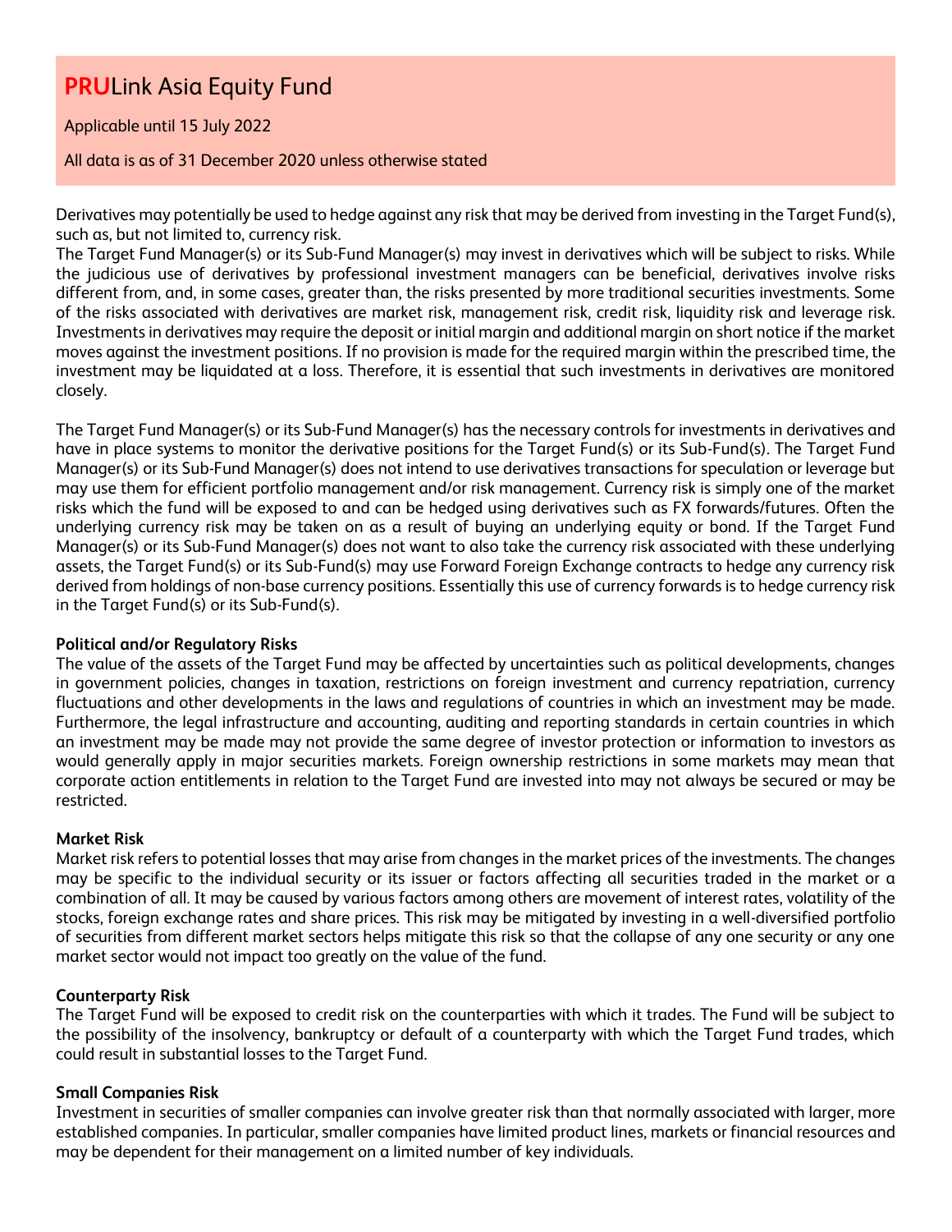# PRULink Asia Equity Fund

Applicable until 15 July 2022

All data is as of 31 December 2020 unless otherwise stated

Derivatives may potentially be used to hedge against any risk that may be derived from investing in the Target Fund(s), such as, but not limited to, currency risk.

The Target Fund Manager(s) or its Sub-Fund Manager(s) may invest in derivatives which will be subject to risks. While the judicious use of derivatives by professional investment managers can be beneficial, derivatives involve risks different from, and, in some cases, greater than, the risks presented by more traditional securities investments. Some of the risks associated with derivatives are market risk, management risk, credit risk, liquidity risk and leverage risk. Investments in derivatives may require the deposit or initial margin and additional margin on short notice if the market moves against the investment positions. If no provision is made for the required margin within the prescribed time, the investment may be liquidated at a loss. Therefore, it is essential that such investments in derivatives are monitored closely.

The Target Fund Manager(s) or its Sub-Fund Manager(s) has the necessary controls for investments in derivatives and have in place systems to monitor the derivative positions for the Target Fund(s) or its Sub-Fund(s). The Target Fund Manager(s) or its Sub-Fund Manager(s) does not intend to use derivatives transactions for speculation or leverage but may use them for efficient portfolio management and/or risk management. Currency risk is simply one of the market risks which the fund will be exposed to and can be hedged using derivatives such as FX forwards/futures. Often the underlying currency risk may be taken on as a result of buying an underlying equity or bond. If the Target Fund Manager(s) or its Sub-Fund Manager(s) does not want to also take the currency risk associated with these underlying assets, the Target Fund(s) or its Sub-Fund(s) may use Forward Foreign Exchange contracts to hedge any currency risk derived from holdings of non-base currency positions. Essentially this use of currency forwards is to hedge currency risk in the Target Fund(s) or its Sub-Fund(s).

**Political and/or Regulatory Risks**

The value of the assets of the Target Fund may be affected by uncertainties such as political developments, changes in government policies, changes in taxation, restrictions on foreign investment and currency repatriation, currency fluctuations and other developments in the laws and regulations of countries in which an investment may be made. Furthermore, the legal infrastructure and accounting, auditing and reporting standards in certain countries in which an investment may be made may not provide the same degree of investor protection or information to investors as would generally apply in major securities markets. Foreign ownership restrictions in some markets may mean that corporate action entitlements in relation to the Target Fund are invested into may not always be secured or may be restricted.

**Market Risk**

Market risk refers to potential losses that may arise from changes in the market prices of the investments. The changes may be specific to the individual security or its issuer or factors affecting all securities traded in the market or a combination of all. It may be caused by various factors among others are movement of interest rates, volatility of the stocks, foreign exchange rates and share prices. This risk may be mitigated by investing in a well-diversified portfolio of securities from different market sectors helps mitigate this risk so that the collapse of any one security or any one market sector would not impact too greatly on the value of the fund.

**Counterparty Risk**

The Target Fund will be exposed to credit risk on the counterparties with which it trades. The Fund will be subject to the possibility of the insolvency, bankruptcy or default of a counterparty with which the Target Fund trades, which could result in substantial losses to the Target Fund.

**Small Companies Risk**

Investment in securities of smaller companies can involve greater risk than that normally associated with larger, more established companies. In particular, smaller companies have limited product lines, markets or financial resources and may be dependent for their management on a limited number of key individuals.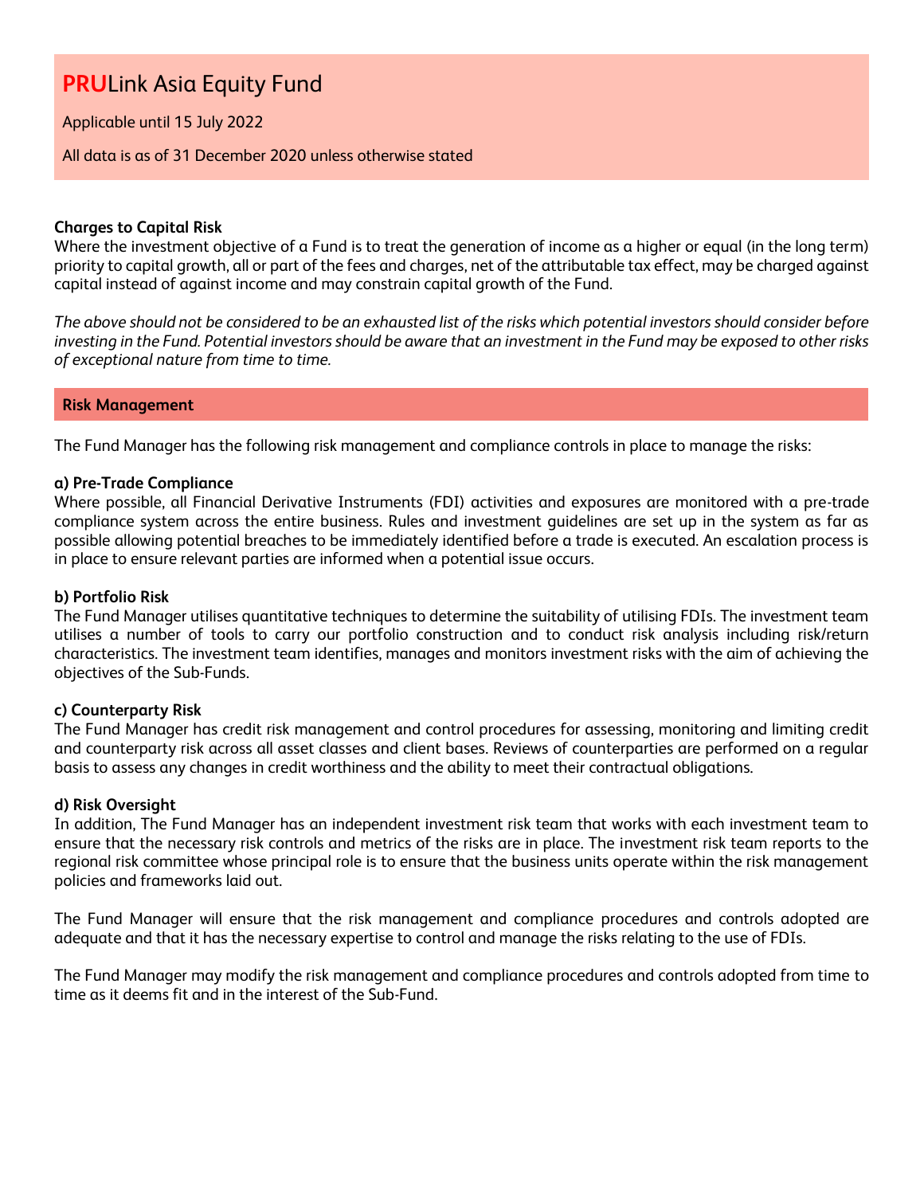# **PRU**Link Asia Equity Fund

Applicable until 15 July 2022

All data is as of 31 December 2020 unless otherwise stated

**Charges to Capital Risk**
Where the investment objective of a Fund is to treat the generation of income as a higher or equal (in the long term) priority to capital growth, all or part of the fees and charges, net of the attributable tax effect, may be charged against capital instead of against income and may constrain capital growth of the Fund.

*The above should not be considered to be an exhausted list of the risks which potential investors should consider before investing in the Fund. Potential investors should be aware that an investment in the Fund may be exposed to other risks of exceptional nature from time to time.*

## Risk Management

The Fund Manager has the following risk management and compliance controls in place to manage the risks:

**a) Pre-Trade Compliance**
Where possible, all Financial Derivative Instruments (FDI) activities and exposures are monitored with a pre-trade compliance system across the entire business. Rules and investment guidelines are set up in the system as far as possible allowing potential breaches to be immediately identified before a trade is executed. An escalation process is in place to ensure relevant parties are informed when a potential issue occurs.

**b) Portfolio Risk**
The Fund Manager utilises quantitative techniques to determine the suitability of utilising FDIs. The investment team utilises a number of tools to carry our portfolio construction and to conduct risk analysis including risk/return characteristics. The investment team identifies, manages and monitors investment risks with the aim of achieving the objectives of the Sub-Funds.

**c) Counterparty Risk**
The Fund Manager has credit risk management and control procedures for assessing, monitoring and limiting credit and counterparty risk across all asset classes and client bases. Reviews of counterparties are performed on a regular basis to assess any changes in credit worthiness and the ability to meet their contractual obligations.

**d) Risk Oversight**
In addition, The Fund Manager has an independent investment risk team that works with each investment team to ensure that the necessary risk controls and metrics of the risks are in place. The investment risk team reports to the regional risk committee whose principal role is to ensure that the business units operate within the risk management policies and frameworks laid out.

The Fund Manager will ensure that the risk management and compliance procedures and controls adopted are adequate and that it has the necessary expertise to control and manage the risks relating to the use of FDIs.

The Fund Manager may modify the risk management and compliance procedures and controls adopted from time to time as it deems fit and in the interest of the Sub-Fund.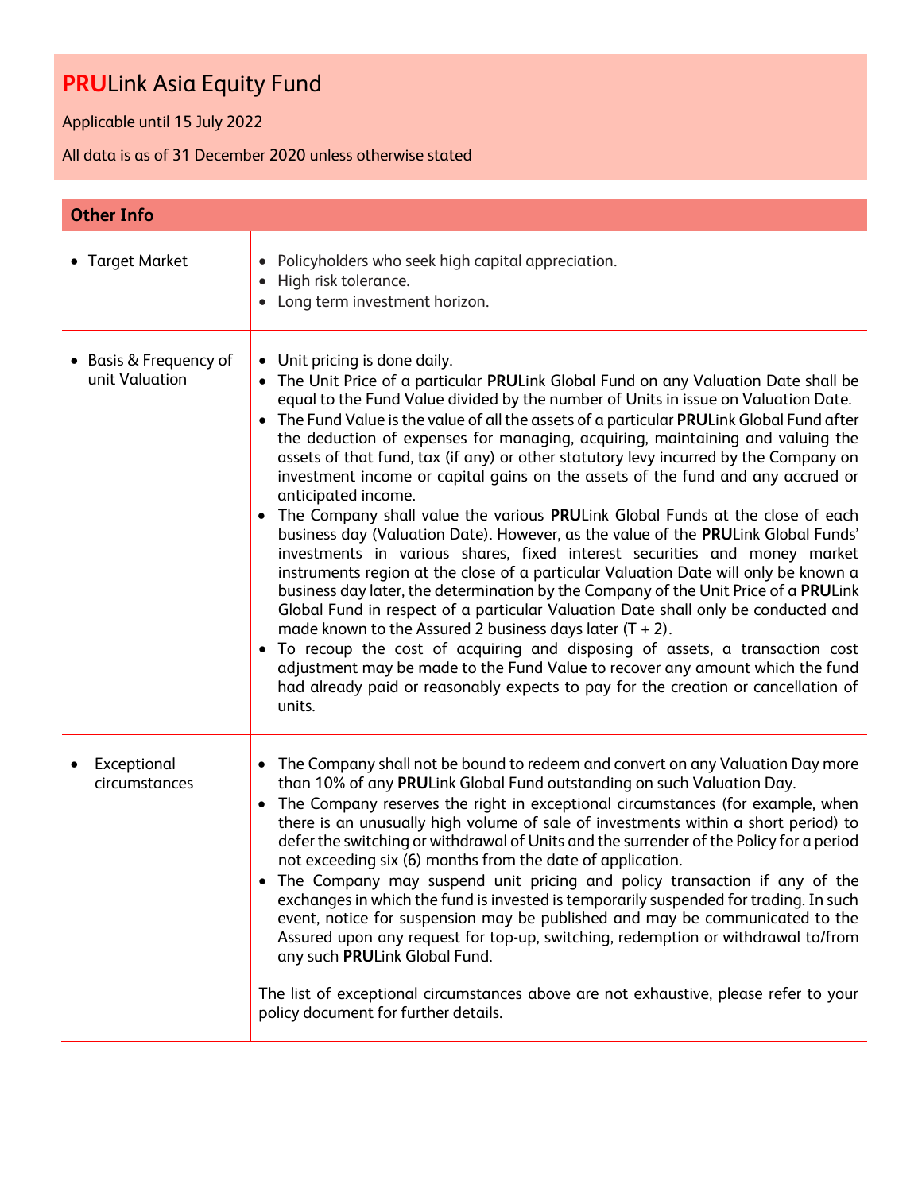# **PRU**Link Asia Equity Fund

Applicable until 15 July 2022

All data is as of 31 December 2020 unless otherwise stated

## Other Info

| | |
|---|---|
| • Target Market | • Policyholders who seek high capital appreciation.<br>• High risk tolerance.<br>• Long term investment horizon. |
| • Basis & Frequency of unit Valuation | • Unit pricing is done daily.<br>• The Unit Price of a particular **PRU**Link Global Fund on any Valuation Date shall be equal to the Fund Value divided by the number of Units in issue on Valuation Date.<br>• The Fund Value is the value of all the assets of a particular **PRU**Link Global Fund after the deduction of expenses for managing, acquiring, maintaining and valuing the assets of that fund, tax (if any) or other statutory levy incurred by the Company on investment income or capital gains on the assets of the fund and any accrued or anticipated income.<br>• The Company shall value the various **PRU**Link Global Funds at the close of each business day (Valuation Date). However, as the value of the **PRU**Link Global Funds' investments in various shares, fixed interest securities and money market instruments region at the close of a particular Valuation Date will only be known a business day later, the determination by the Company of the Unit Price of a **PRU**Link Global Fund in respect of a particular Valuation Date shall only be conducted and made known to the Assured 2 business days later (T + 2).<br>• To recoup the cost of acquiring and disposing of assets, a transaction cost adjustment may be made to the Fund Value to recover any amount which the fund had already paid or reasonably expects to pay for the creation or cancellation of units. |
| • Exceptional circumstances | • The Company shall not be bound to redeem and convert on any Valuation Day more than 10% of any **PRU**Link Global Fund outstanding on such Valuation Day.<br>• The Company reserves the right in exceptional circumstances (for example, when there is an unusually high volume of sale of investments within a short period) to defer the switching or withdrawal of Units and the surrender of the Policy for a period not exceeding six (6) months from the date of application.<br>• The Company may suspend unit pricing and policy transaction if any of the exchanges in which the fund is invested is temporarily suspended for trading. In such event, notice for suspension may be published and may be communicated to the Assured upon any request for top-up, switching, redemption or withdrawal to/from any such **PRU**Link Global Fund.<br><br>The list of exceptional circumstances above are not exhaustive, please refer to your policy document for further details. |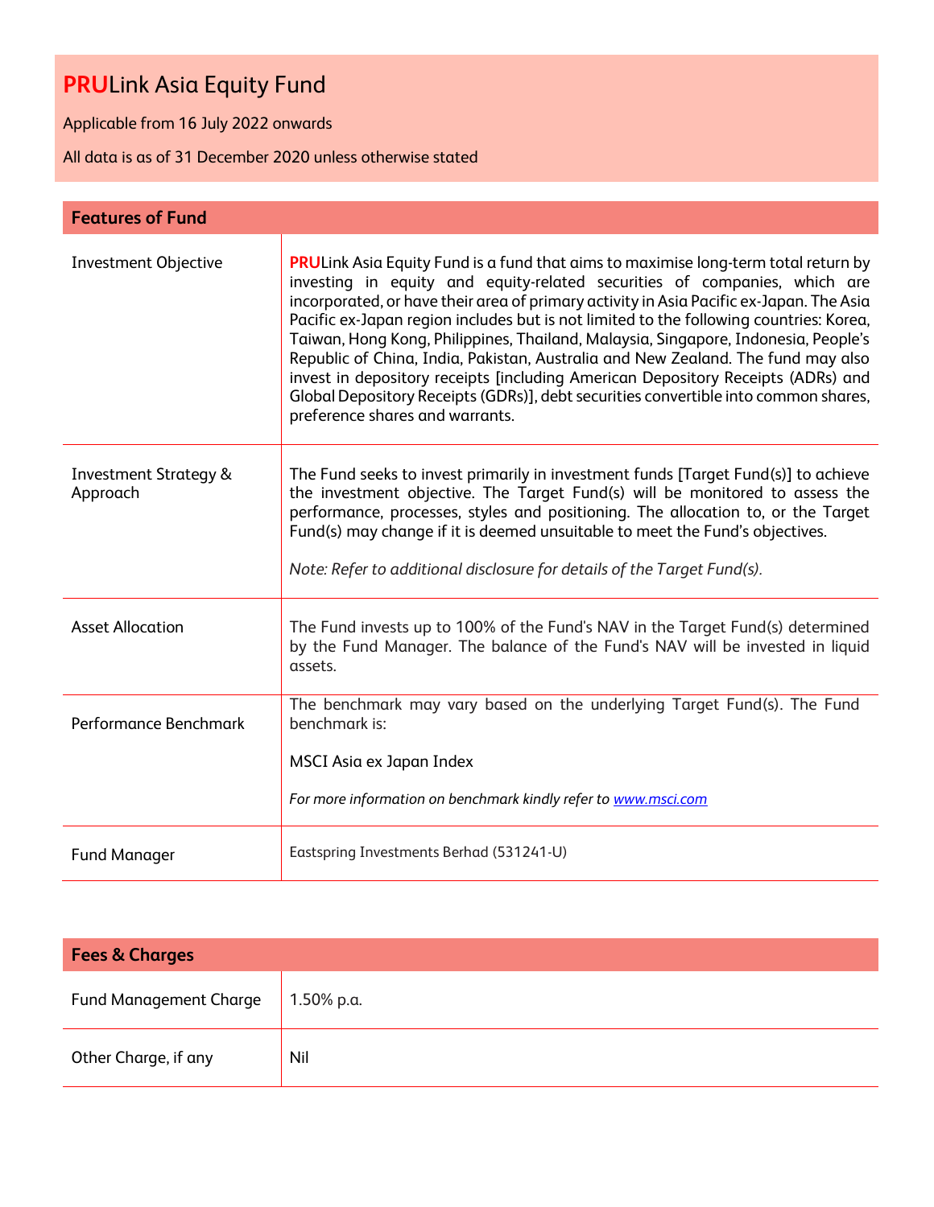# **PRU**Link Asia Equity Fund

Applicable from 16 July 2022 onwards

All data is as of 31 December 2020 unless otherwise stated

| **Features of Fund** | |
|---|---|
| Investment Objective | **PRU**Link Asia Equity Fund is a fund that aims to maximise long-term total return by investing in equity and equity-related securities of companies, which are incorporated, or have their area of primary activity in Asia Pacific ex-Japan. The Asia Pacific ex-Japan region includes but is not limited to the following countries: Korea, Taiwan, Hong Kong, Philippines, Thailand, Malaysia, Singapore, Indonesia, People's Republic of China, India, Pakistan, Australia and New Zealand. The fund may also invest in depository receipts [including American Depository Receipts (ADRs) and Global Depository Receipts (GDRs)], debt securities convertible into common shares, preference shares and warrants. |
| Investment Strategy & Approach | The Fund seeks to invest primarily in investment funds [Target Fund(s)] to achieve the investment objective. The Target Fund(s) will be monitored to assess the performance, processes, styles and positioning. The allocation to, or the Target Fund(s) may change if it is deemed unsuitable to meet the Fund's objectives.<br><br>*Note: Refer to additional disclosure for details of the Target Fund(s).* |
| Asset Allocation | The Fund invests up to 100% of the Fund's NAV in the Target Fund(s) determined by the Fund Manager. The balance of the Fund's NAV will be invested in liquid assets. |
| Performance Benchmark | The benchmark may vary based on the underlying Target Fund(s). The Fund benchmark is:<br><br>MSCI Asia ex Japan Index<br><br>*For more information on benchmark kindly refer to www.msci.com* |
| Fund Manager | Eastspring Investments Berhad (531241-U) |

| **Fees & Charges** | |
|---|---|
| Fund Management Charge | 1.50% p.a. |
| Other Charge, if any | Nil |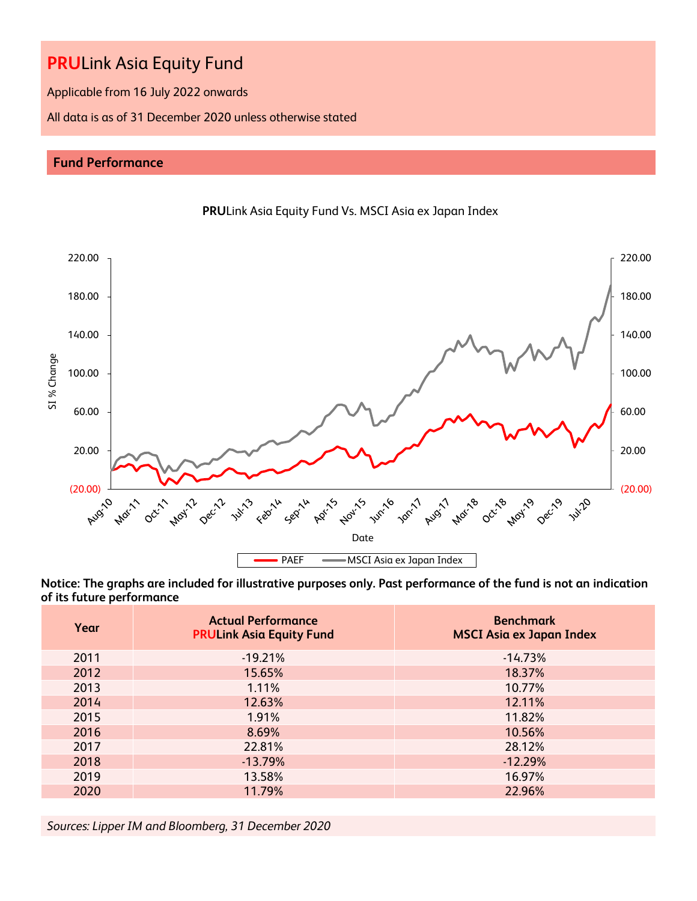# PRULink Asia Equity Fund

Applicable from 16 July 2022 onwards

All data is as of 31 December 2020 unless otherwise stated

## Fund Performance

PRULink Asia Equity Fund Vs. MSCI Asia ex Japan Index

**Notice: The graphs are included for illustrative purposes only. Past performance of the fund is not an indication of its future performance**

| Year | Actual Performance PRULink Asia Equity Fund | Benchmark MSCI Asia ex Japan Index |
|---|---|---|
| 2011 | -19.21% | -14.73% |
| 2012 | 15.65% | 18.37% |
| 2013 | 1.11% | 10.77% |
| 2014 | 12.63% | 12.11% |
| 2015 | 1.91% | 11.82% |
| 2016 | 8.69% | 10.56% |
| 2017 | 22.81% | 28.12% |
| 2018 | -13.79% | -12.29% |
| 2019 | 13.58% | 16.97% |
| 2020 | 11.79% | 22.96% |

*Sources: Lipper IM and Bloomberg, 31 December 2020*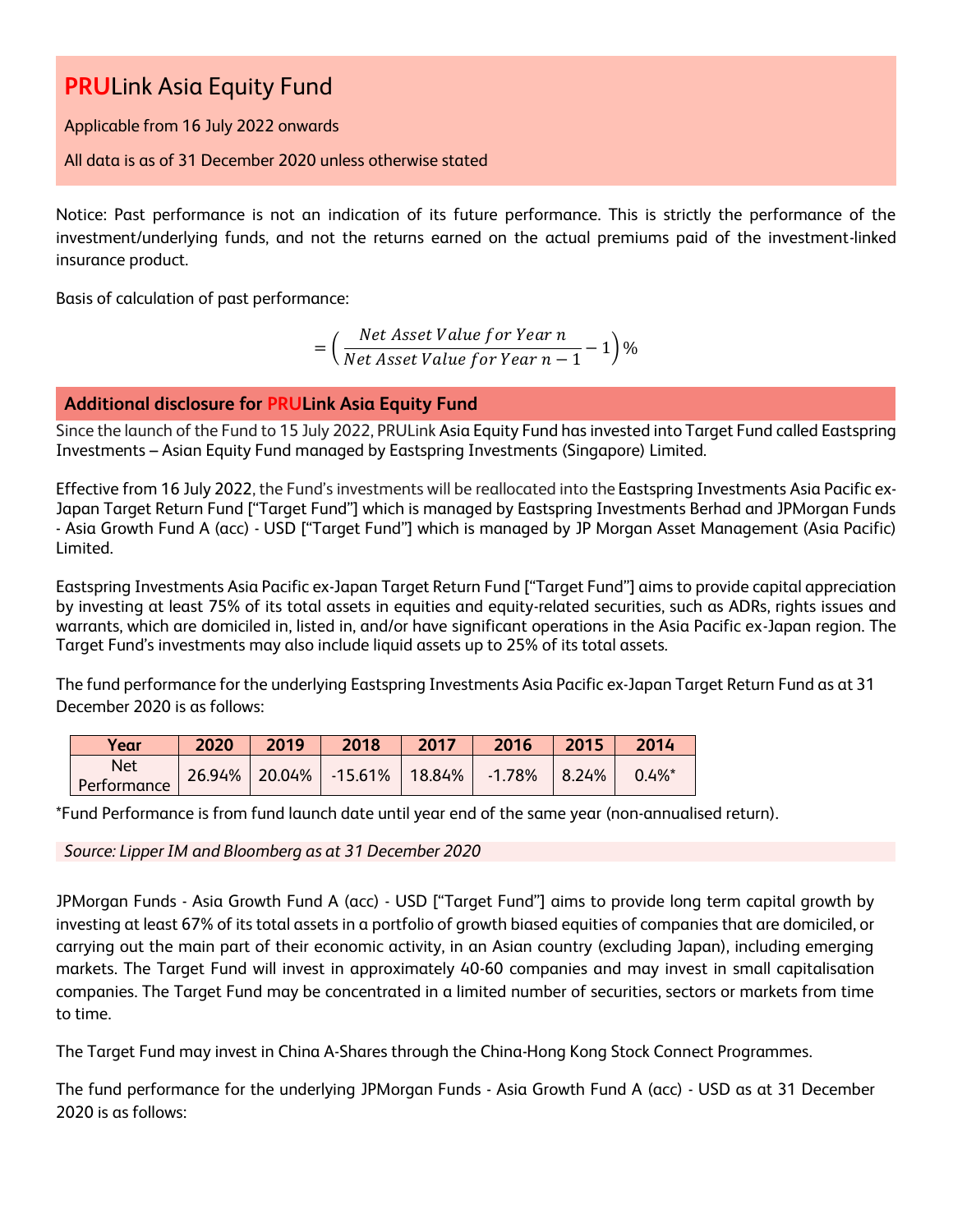# PRULink Asia Equity Fund

Applicable from 16 July 2022 onwards

All data is as of 31 December 2020 unless otherwise stated

Notice: Past performance is not an indication of its future performance. This is strictly the performance of the investment/underlying funds, and not the returns earned on the actual premiums paid of the investment-linked insurance product.

Basis of calculation of past performance:

$$= \left( \frac{Net\ Asset\ Value\ for\ Year\ n}{Net\ Asset\ Value\ for\ Year\ n-1} - 1 \right) \%$$

## Additional disclosure for PRULink Asia Equity Fund

Since the launch of the Fund to 15 July 2022, PRULink Asia Equity Fund has invested into Target Fund called Eastspring Investments – Asian Equity Fund managed by Eastspring Investments (Singapore) Limited.

Effective from 16 July 2022, the Fund's investments will be reallocated into the Eastspring Investments Asia Pacific ex-Japan Target Return Fund ["Target Fund"] which is managed by Eastspring Investments Berhad and JPMorgan Funds - Asia Growth Fund A (acc) - USD ["Target Fund"] which is managed by JP Morgan Asset Management (Asia Pacific) Limited.

Eastspring Investments Asia Pacific ex-Japan Target Return Fund ["Target Fund"] aims to provide capital appreciation by investing at least 75% of its total assets in equities and equity-related securities, such as ADRs, rights issues and warrants, which are domiciled in, listed in, and/or have significant operations in the Asia Pacific ex-Japan region. The Target Fund's investments may also include liquid assets up to 25% of its total assets.

The fund performance for the underlying Eastspring Investments Asia Pacific ex-Japan Target Return Fund as at 31 December 2020 is as follows:

| Year | 2020 | 2019 | 2018 | 2017 | 2016 | 2015 | 2014 |
|---|---|---|---|---|---|---|---|
| Net Performance | 26.94% | 20.04% | -15.61% | 18.84% | -1.78% | 8.24% | 0.4%* |

*Fund Performance is from fund launch date until year end of the same year (non-annualised return).

*Source: Lipper IM and Bloomberg as at 31 December 2020*

JPMorgan Funds - Asia Growth Fund A (acc) - USD ["Target Fund"] aims to provide long term capital growth by investing at least 67% of its total assets in a portfolio of growth biased equities of companies that are domiciled, or carrying out the main part of their economic activity, in an Asian country (excluding Japan), including emerging markets. The Target Fund will invest in approximately 40-60 companies and may invest in small capitalisation companies. The Target Fund may be concentrated in a limited number of securities, sectors or markets from time to time.

The Target Fund may invest in China A-Shares through the China-Hong Kong Stock Connect Programmes.

The fund performance for the underlying JPMorgan Funds - Asia Growth Fund A (acc) - USD as at 31 December 2020 is as follows: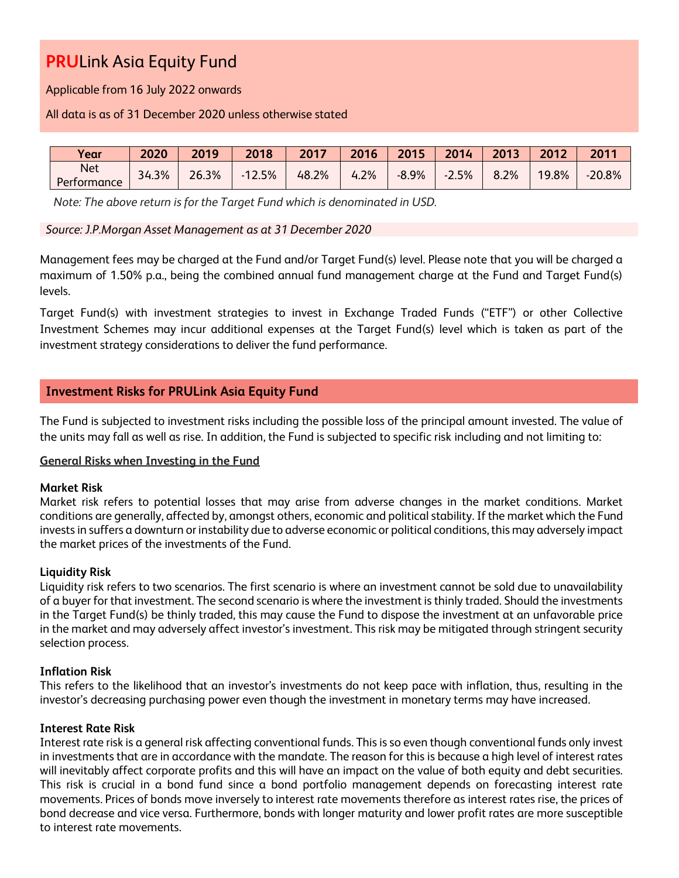# PRULink Asia Equity Fund

Applicable from 16 July 2022 onwards

All data is as of 31 December 2020 unless otherwise stated

| Year | 2020 | 2019 | 2018 | 2017 | 2016 | 2015 | 2014 | 2013 | 2012 | 2011 |
|---|---|---|---|---|---|---|---|---|---|---|
| Net Performance | 34.3% | 26.3% | -12.5% | 48.2% | 4.2% | -8.9% | -2.5% | 8.2% | 19.8% | -20.8% |

*Note: The above return is for the Target Fund which is denominated in USD.*

*Source: J.P.Morgan Asset Management as at 31 December 2020*

Management fees may be charged at the Fund and/or Target Fund(s) level. Please note that you will be charged a maximum of 1.50% p.a., being the combined annual fund management charge at the Fund and Target Fund(s) levels.

Target Fund(s) with investment strategies to invest in Exchange Traded Funds ("ETF") or other Collective Investment Schemes may incur additional expenses at the Target Fund(s) level which is taken as part of the investment strategy considerations to deliver the fund performance.

## Investment Risks for PRULink Asia Equity Fund

The Fund is subjected to investment risks including the possible loss of the principal amount invested. The value of the units may fall as well as rise. In addition, the Fund is subjected to specific risk including and not limiting to:

**General Risks when Investing in the Fund**

**Market Risk**

Market risk refers to potential losses that may arise from adverse changes in the market conditions. Market conditions are generally, affected by, amongst others, economic and political stability. If the market which the Fund invests in suffers a downturn or instability due to adverse economic or political conditions, this may adversely impact the market prices of the investments of the Fund.

**Liquidity Risk**

Liquidity risk refers to two scenarios. The first scenario is where an investment cannot be sold due to unavailability of a buyer for that investment. The second scenario is where the investment is thinly traded. Should the investments in the Target Fund(s) be thinly traded, this may cause the Fund to dispose the investment at an unfavorable price in the market and may adversely affect investor's investment. This risk may be mitigated through stringent security selection process.

**Inflation Risk**

This refers to the likelihood that an investor's investments do not keep pace with inflation, thus, resulting in the investor's decreasing purchasing power even though the investment in monetary terms may have increased.

**Interest Rate Risk**

Interest rate risk is a general risk affecting conventional funds. This is so even though conventional funds only invest in investments that are in accordance with the mandate. The reason for this is because a high level of interest rates will inevitably affect corporate profits and this will have an impact on the value of both equity and debt securities. This risk is crucial in a bond fund since a bond portfolio management depends on forecasting interest rate movements. Prices of bonds move inversely to interest rate movements therefore as interest rates rise, the prices of bond decrease and vice versa. Furthermore, bonds with longer maturity and lower profit rates are more susceptible to interest rate movements.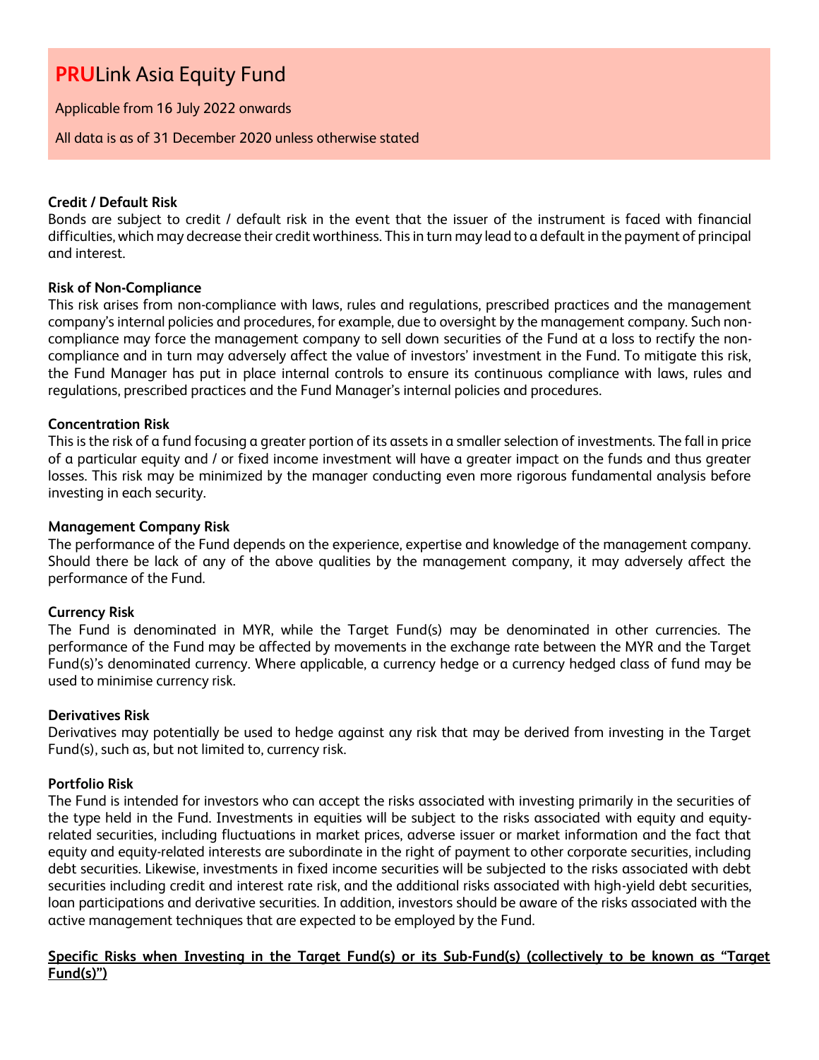# PRULink Asia Equity Fund

Applicable from 16 July 2022 onwards

All data is as of 31 December 2020 unless otherwise stated

**Credit / Default Risk**
Bonds are subject to credit / default risk in the event that the issuer of the instrument is faced with financial difficulties, which may decrease their credit worthiness. This in turn may lead to a default in the payment of principal and interest.

**Risk of Non-Compliance**
This risk arises from non-compliance with laws, rules and regulations, prescribed practices and the management company's internal policies and procedures, for example, due to oversight by the management company. Such non-compliance may force the management company to sell down securities of the Fund at a loss to rectify the non-compliance and in turn may adversely affect the value of investors' investment in the Fund. To mitigate this risk, the Fund Manager has put in place internal controls to ensure its continuous compliance with laws, rules and regulations, prescribed practices and the Fund Manager's internal policies and procedures.

**Concentration Risk**
This is the risk of a fund focusing a greater portion of its assets in a smaller selection of investments. The fall in price of a particular equity and / or fixed income investment will have a greater impact on the funds and thus greater losses. This risk may be minimized by the manager conducting even more rigorous fundamental analysis before investing in each security.

**Management Company Risk**
The performance of the Fund depends on the experience, expertise and knowledge of the management company. Should there be lack of any of the above qualities by the management company, it may adversely affect the performance of the Fund.

**Currency Risk**
The Fund is denominated in MYR, while the Target Fund(s) may be denominated in other currencies. The performance of the Fund may be affected by movements in the exchange rate between the MYR and the Target Fund(s)'s denominated currency. Where applicable, a currency hedge or a currency hedged class of fund may be used to minimise currency risk.

**Derivatives Risk**
Derivatives may potentially be used to hedge against any risk that may be derived from investing in the Target Fund(s), such as, but not limited to, currency risk.

**Portfolio Risk**
The Fund is intended for investors who can accept the risks associated with investing primarily in the securities of the type held in the Fund. Investments in equities will be subject to the risks associated with equity and equity-related securities, including fluctuations in market prices, adverse issuer or market information and the fact that equity and equity-related interests are subordinate in the right of payment to other corporate securities, including debt securities. Likewise, investments in fixed income securities will be subjected to the risks associated with debt securities including credit and interest rate risk, and the additional risks associated with high-yield debt securities, loan participations and derivative securities. In addition, investors should be aware of the risks associated with the active management techniques that are expected to be employed by the Fund.

**Specific Risks when Investing in the Target Fund(s) or its Sub-Fund(s) (collectively to be known as "Target Fund(s)")**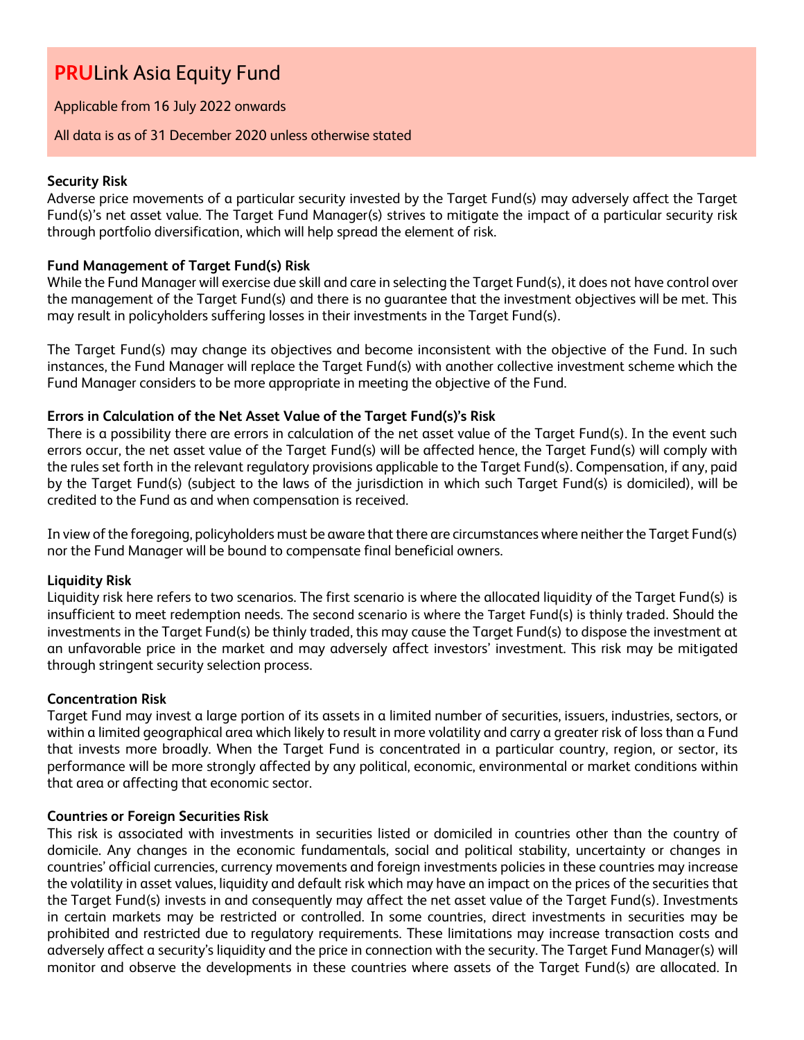# **PRU**Link Asia Equity Fund

Applicable from 16 July 2022 onwards

All data is as of 31 December 2020 unless otherwise stated

**Security Risk**

Adverse price movements of a particular security invested by the Target Fund(s) may adversely affect the Target Fund(s)'s net asset value. The Target Fund Manager(s) strives to mitigate the impact of a particular security risk through portfolio diversification, which will help spread the element of risk.

**Fund Management of Target Fund(s) Risk**

While the Fund Manager will exercise due skill and care in selecting the Target Fund(s), it does not have control over the management of the Target Fund(s) and there is no guarantee that the investment objectives will be met. This may result in policyholders suffering losses in their investments in the Target Fund(s).

The Target Fund(s) may change its objectives and become inconsistent with the objective of the Fund. In such instances, the Fund Manager will replace the Target Fund(s) with another collective investment scheme which the Fund Manager considers to be more appropriate in meeting the objective of the Fund.

**Errors in Calculation of the Net Asset Value of the Target Fund(s)'s Risk**

There is a possibility there are errors in calculation of the net asset value of the Target Fund(s). In the event such errors occur, the net asset value of the Target Fund(s) will be affected hence, the Target Fund(s) will comply with the rules set forth in the relevant regulatory provisions applicable to the Target Fund(s). Compensation, if any, paid by the Target Fund(s) (subject to the laws of the jurisdiction in which such Target Fund(s) is domiciled), will be credited to the Fund as and when compensation is received.

In view of the foregoing, policyholders must be aware that there are circumstances where neither the Target Fund(s) nor the Fund Manager will be bound to compensate final beneficial owners.

**Liquidity Risk**

Liquidity risk here refers to two scenarios. The first scenario is where the allocated liquidity of the Target Fund(s) is insufficient to meet redemption needs. The second scenario is where the Target Fund(s) is thinly traded. Should the investments in the Target Fund(s) be thinly traded, this may cause the Target Fund(s) to dispose the investment at an unfavorable price in the market and may adversely affect investors' investment. This risk may be mitigated through stringent security selection process.

**Concentration Risk**

Target Fund may invest a large portion of its assets in a limited number of securities, issuers, industries, sectors, or within a limited geographical area which likely to result in more volatility and carry a greater risk of loss than a Fund that invests more broadly. When the Target Fund is concentrated in a particular country, region, or sector, its performance will be more strongly affected by any political, economic, environmental or market conditions within that area or affecting that economic sector.

**Countries or Foreign Securities Risk**

This risk is associated with investments in securities listed or domiciled in countries other than the country of domicile. Any changes in the economic fundamentals, social and political stability, uncertainty or changes in countries' official currencies, currency movements and foreign investments policies in these countries may increase the volatility in asset values, liquidity and default risk which may have an impact on the prices of the securities that the Target Fund(s) invests in and consequently may affect the net asset value of the Target Fund(s). Investments in certain markets may be restricted or controlled. In some countries, direct investments in securities may be prohibited and restricted due to regulatory requirements. These limitations may increase transaction costs and adversely affect a security's liquidity and the price in connection with the security. The Target Fund Manager(s) will monitor and observe the developments in these countries where assets of the Target Fund(s) are allocated. In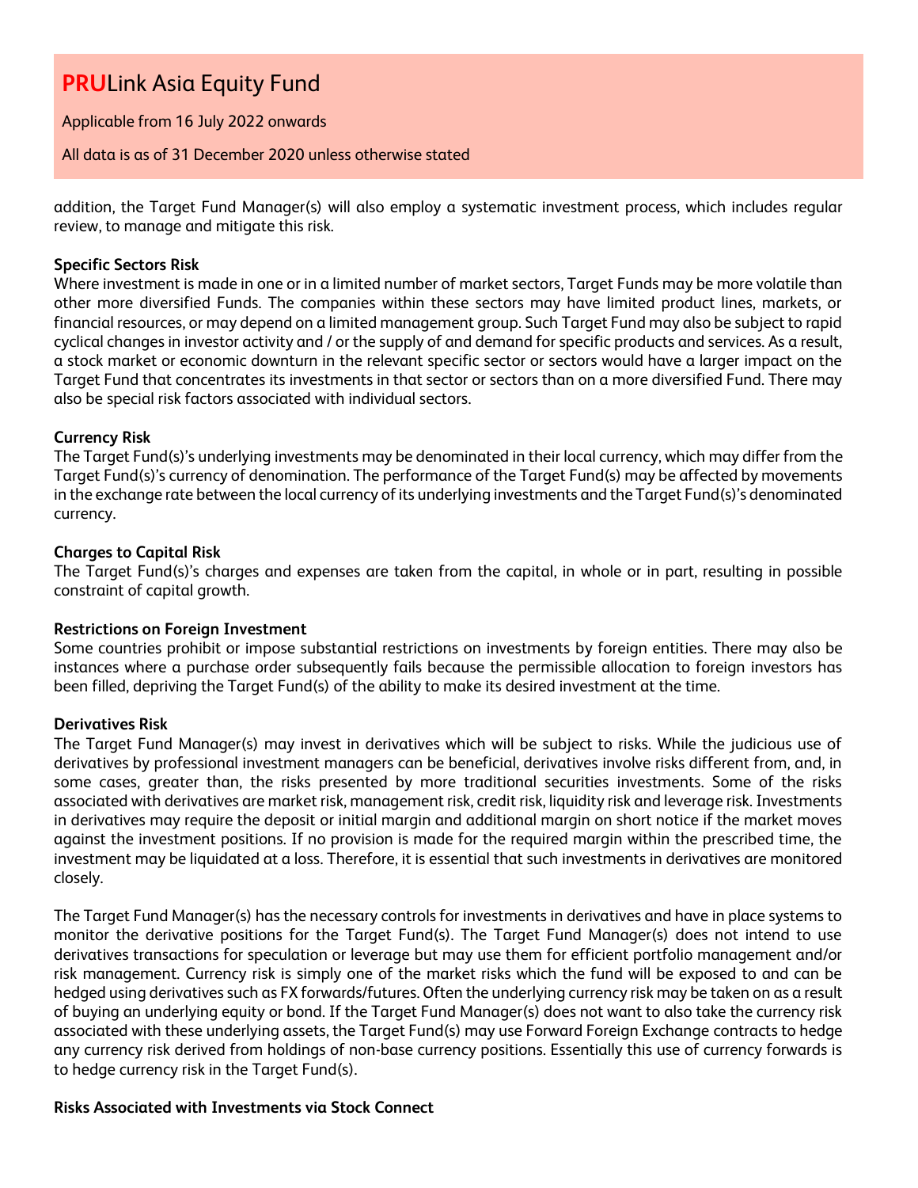addition, the Target Fund Manager(s) will also employ a systematic investment process, which includes regular review, to manage and mitigate this risk.

**Specific Sectors Risk**

Where investment is made in one or in a limited number of market sectors, Target Funds may be more volatile than other more diversified Funds. The companies within these sectors may have limited product lines, markets, or financial resources, or may depend on a limited management group. Such Target Fund may also be subject to rapid cyclical changes in investor activity and / or the supply of and demand for specific products and services. As a result, a stock market or economic downturn in the relevant specific sector or sectors would have a larger impact on the Target Fund that concentrates its investments in that sector or sectors than on a more diversified Fund. There may also be special risk factors associated with individual sectors.

**Currency Risk**

The Target Fund(s)'s underlying investments may be denominated in their local currency, which may differ from the Target Fund(s)'s currency of denomination. The performance of the Target Fund(s) may be affected by movements in the exchange rate between the local currency of its underlying investments and the Target Fund(s)'s denominated currency.

**Charges to Capital Risk**

The Target Fund(s)'s charges and expenses are taken from the capital, in whole or in part, resulting in possible constraint of capital growth.

**Restrictions on Foreign Investment**

Some countries prohibit or impose substantial restrictions on investments by foreign entities. There may also be instances where a purchase order subsequently fails because the permissible allocation to foreign investors has been filled, depriving the Target Fund(s) of the ability to make its desired investment at the time.

**Derivatives Risk**

The Target Fund Manager(s) may invest in derivatives which will be subject to risks. While the judicious use of derivatives by professional investment managers can be beneficial, derivatives involve risks different from, and, in some cases, greater than, the risks presented by more traditional securities investments. Some of the risks associated with derivatives are market risk, management risk, credit risk, liquidity risk and leverage risk. Investments in derivatives may require the deposit or initial margin and additional margin on short notice if the market moves against the investment positions. If no provision is made for the required margin within the prescribed time, the investment may be liquidated at a loss. Therefore, it is essential that such investments in derivatives are monitored closely.

The Target Fund Manager(s) has the necessary controls for investments in derivatives and have in place systems to monitor the derivative positions for the Target Fund(s). The Target Fund Manager(s) does not intend to use derivatives transactions for speculation or leverage but may use them for efficient portfolio management and/or risk management. Currency risk is simply one of the market risks which the fund will be exposed to and can be hedged using derivatives such as FX forwards/futures. Often the underlying currency risk may be taken on as a result of buying an underlying equity or bond. If the Target Fund Manager(s) does not want to also take the currency risk associated with these underlying assets, the Target Fund(s) may use Forward Foreign Exchange contracts to hedge any currency risk derived from holdings of non-base currency positions. Essentially this use of currency forwards is to hedge currency risk in the Target Fund(s).

**Risks Associated with Investments via Stock Connect**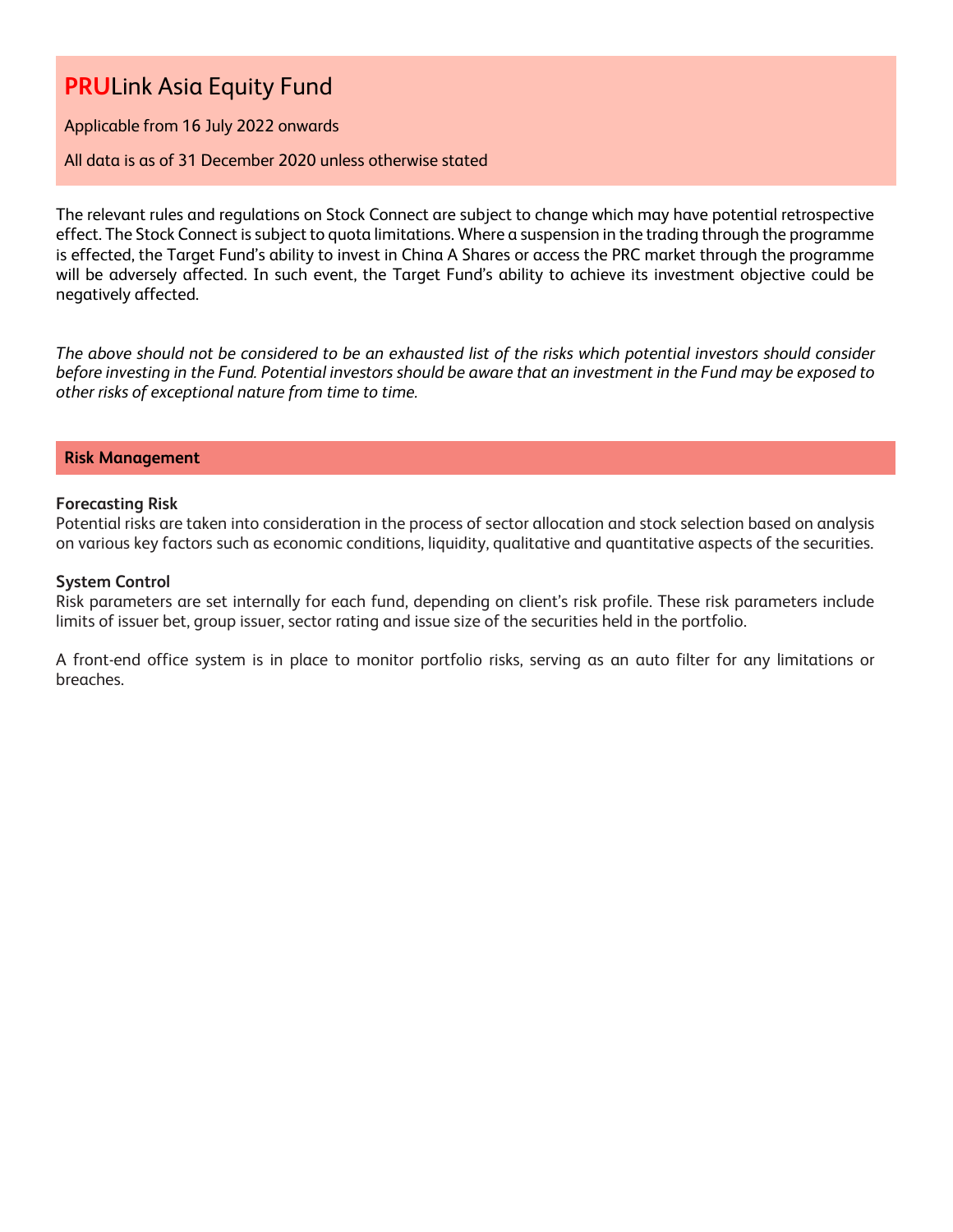# **PRU**Link Asia Equity Fund

Applicable from 16 July 2022 onwards

All data is as of 31 December 2020 unless otherwise stated

The relevant rules and regulations on Stock Connect are subject to change which may have potential retrospective effect. The Stock Connect is subject to quota limitations. Where a suspension in the trading through the programme is effected, the Target Fund's ability to invest in China A Shares or access the PRC market through the programme will be adversely affected. In such event, the Target Fund's ability to achieve its investment objective could be negatively affected.

*The above should not be considered to be an exhausted list of the risks which potential investors should consider before investing in the Fund. Potential investors should be aware that an investment in the Fund may be exposed to other risks of exceptional nature from time to time.*

## Risk Management

**Forecasting Risk**
Potential risks are taken into consideration in the process of sector allocation and stock selection based on analysis on various key factors such as economic conditions, liquidity, qualitative and quantitative aspects of the securities.

**System Control**
Risk parameters are set internally for each fund, depending on client's risk profile. These risk parameters include limits of issuer bet, group issuer, sector rating and issue size of the securities held in the portfolio.

A front-end office system is in place to monitor portfolio risks, serving as an auto filter for any limitations or breaches.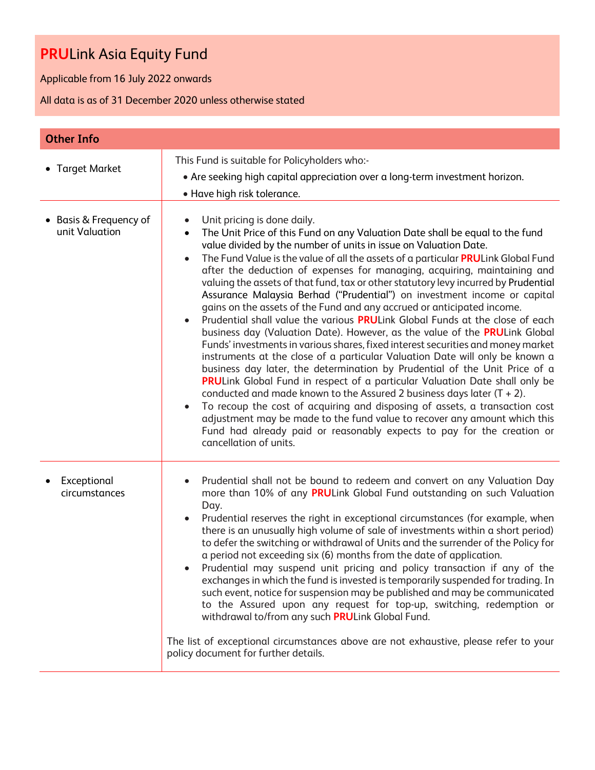# **PRU**Link Asia Equity Fund

Applicable from 16 July 2022 onwards

All data is as of 31 December 2020 unless otherwise stated

| **Other Info** | |
|---|---|
| • Target Market | This Fund is suitable for Policyholders who:- <br>• Are seeking high capital appreciation over a long-term investment horizon. <br>• Have high risk tolerance. |
| • Basis & Frequency of unit Valuation | • Unit pricing is done daily. <br>• The Unit Price of this Fund on any Valuation Date shall be equal to the fund value divided by the number of units in issue on Valuation Date. <br>• The Fund Value is the value of all the assets of a particular **PRU**Link Global Fund after the deduction of expenses for managing, acquiring, maintaining and valuing the assets of that fund, tax or other statutory levy incurred by Prudential Assurance Malaysia Berhad ("Prudential") on investment income or capital gains on the assets of the Fund and any accrued or anticipated income. <br>• Prudential shall value the various **PRU**Link Global Funds at the close of each business day (Valuation Date). However, as the value of the **PRU**Link Global Funds' investments in various shares, fixed interest securities and money market instruments at the close of a particular Valuation Date will only be known a business day later, the determination by Prudential of the Unit Price of a **PRU**Link Global Fund in respect of a particular Valuation Date shall only be conducted and made known to the Assured 2 business days later (T + 2). <br>• To recoup the cost of acquiring and disposing of assets, a transaction cost adjustment may be made to the fund value to recover any amount which this Fund had already paid or reasonably expects to pay for the creation or cancellation of units. |
| • Exceptional circumstances | • Prudential shall not be bound to redeem and convert on any Valuation Day more than 10% of any **PRU**Link Global Fund outstanding on such Valuation Day. <br>• Prudential reserves the right in exceptional circumstances (for example, when there is an unusually high volume of sale of investments within a short period) to defer the switching or withdrawal of Units and the surrender of the Policy for a period not exceeding six (6) months from the date of application. <br>• Prudential may suspend unit pricing and policy transaction if any of the exchanges in which the fund is invested is temporarily suspended for trading. In such event, notice for suspension may be published and may be communicated to the Assured upon any request for top-up, switching, redemption or withdrawal to/from any such **PRU**Link Global Fund. <br><br>The list of exceptional circumstances above are not exhaustive, please refer to your policy document for further details. |